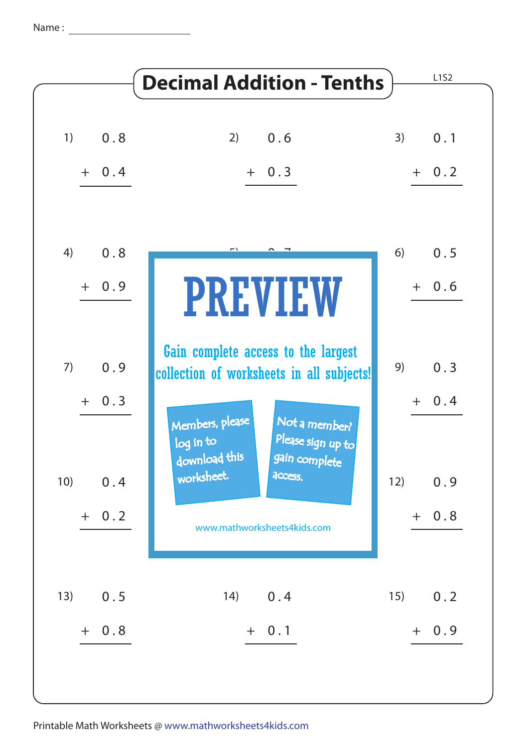Name : ____________________

# Decimal Addition - Tenths

L1S2

1) $0.8 + 0.4$

2) $0.6 + 0.3$

3) $0.1 + 0.2$

4) $0.8 + 0.9$

6) $0.5 + 0.6$

7) $0.9 + 0.3$

9) $0.3 + 0.4$

10) $0.4 + 0.2$

12) $0.9 + 0.8$

13) $0.5 + 0.8$

14) $0.4 + 0.1$

15) $0.2 + 0.9$

**PREVIEW**

Gain complete access to the largest collection of worksheets in all subjects!

Members, please log in to download this worksheet.

Not a member? Please sign up to gain complete access.

www.mathworksheets4kids.com

Printable Math Worksheets @ www.mathworksheets4kids.com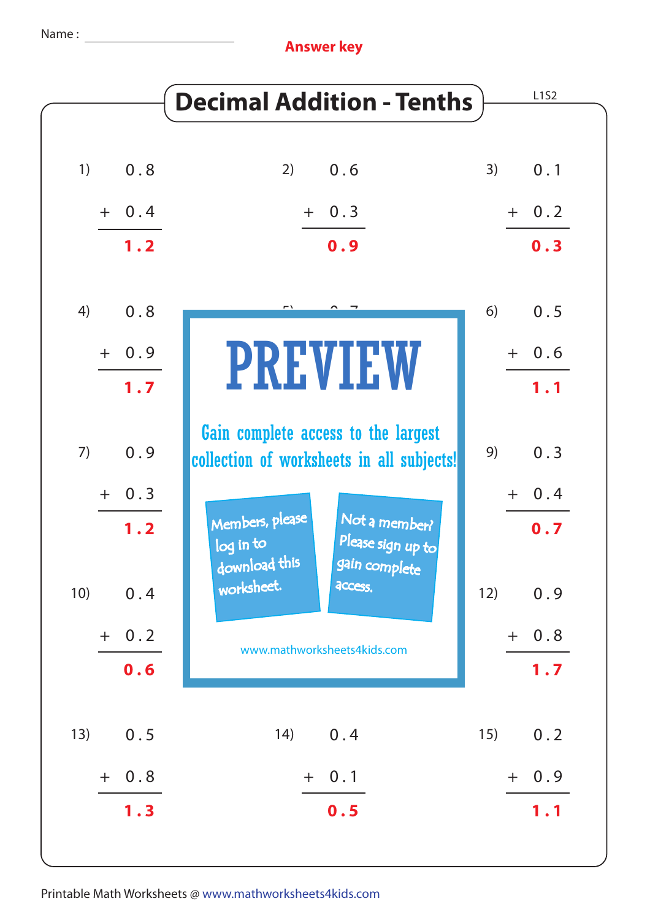Name : ____________________

**Answer key**

# Decimal Addition - Tenths

L1S2

1) $0.8 + 0.4 =$ **1.2**

2) $0.6 + 0.3 =$ **0.9**

3) $0.1 + 0.2 =$ **0.3**

4) $0.8 + 0.9 =$ **1.7**

6) $0.5 + 0.6 =$ **1.1**

7) $0.9 + 0.3 =$ **1.2**

9) $0.3 + 0.4 =$ **0.7**

10) $0.4 + 0.2 =$ **0.6**

12) $0.9 + 0.8 =$ **1.7**

13) $0.5 + 0.8 =$ **1.3**

14) $0.4 + 0.1 =$ **0.5**

15) $0.2 + 0.9 =$ **1.1**

PREVIEW

Gain complete access to the largest collection of worksheets in all subjects!

Members, please log in to download this worksheet.

Not a member? Please sign up to gain complete access.

www.mathworksheets4kids.com

Printable Math Worksheets @ www.mathworksheets4kids.com